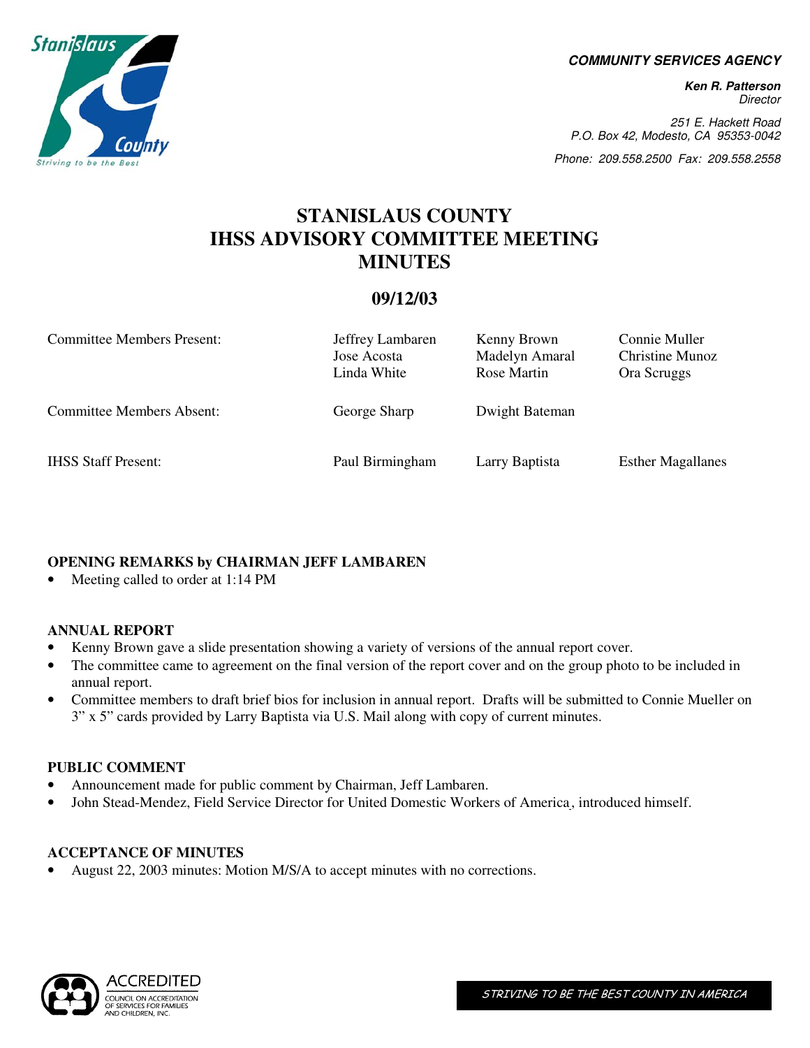**COMMUNITY SERVICES AGENCY**

***Ken R. Patterson***
*Director*

*251 E. Hackett Road*
*P.O. Box 42, Modesto, CA 95353-0042*

*Phone: 209.558.2500 Fax: 209.558.2558*

# STANISLAUS COUNTY IHSS ADVISORY COMMITTEE MEETING MINUTES

## 09/12/03

| | | | |
|---|---|---|---|
| Committee Members Present: | Jeffrey Lambaren<br>Jose Acosta<br>Linda White | Kenny Brown<br>Madelyn Amaral<br>Rose Martin | Connie Muller<br>Christine Munoz<br>Ora Scruggs |
| Committee Members Absent: | George Sharp | Dwight Bateman | |
| IHSS Staff Present: | Paul Birmingham | Larry Baptista | Esther Magallanes |

**OPENING REMARKS by CHAIRMAN JEFF LAMBAREN**

- Meeting called to order at 1:14 PM

**ANNUAL REPORT**

- Kenny Brown gave a slide presentation showing a variety of versions of the annual report cover.
- The committee came to agreement on the final version of the report cover and on the group photo to be included in annual report.
- Committee members to draft brief bios for inclusion in annual report. Drafts will be submitted to Connie Mueller on 3" x 5" cards provided by Larry Baptista via U.S. Mail along with copy of current minutes.

**PUBLIC COMMENT**

- Announcement made for public comment by Chairman, Jeff Lambaren.
- John Stead-Mendez, Field Service Director for United Domestic Workers of America, introduced himself.

**ACCEPTANCE OF MINUTES**

- August 22, 2003 minutes: Motion M/S/A to accept minutes with no corrections.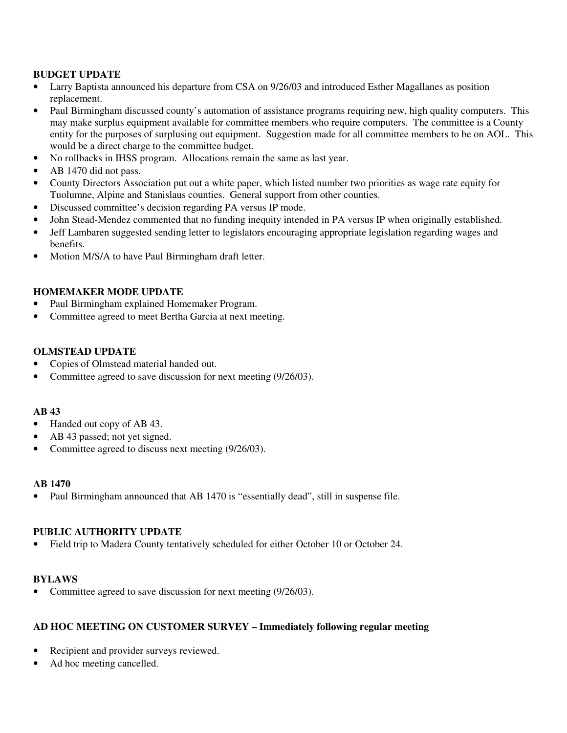**BUDGET UPDATE**

- Larry Baptista announced his departure from CSA on 9/26/03 and introduced Esther Magallanes as position replacement.
- Paul Birmingham discussed county's automation of assistance programs requiring new, high quality computers. This may make surplus equipment available for committee members who require computers. The committee is a County entity for the purposes of surplusing out equipment. Suggestion made for all committee members to be on AOL. This would be a direct charge to the committee budget.
- No rollbacks in IHSS program. Allocations remain the same as last year.
- AB 1470 did not pass.
- County Directors Association put out a white paper, which listed number two priorities as wage rate equity for Tuolumne, Alpine and Stanislaus counties. General support from other counties.
- Discussed committee's decision regarding PA versus IP mode.
- John Stead-Mendez commented that no funding inequity intended in PA versus IP when originally established.
- Jeff Lambaren suggested sending letter to legislators encouraging appropriate legislation regarding wages and benefits.
- Motion M/S/A to have Paul Birmingham draft letter.

**HOMEMAKER MODE UPDATE**

- Paul Birmingham explained Homemaker Program.
- Committee agreed to meet Bertha Garcia at next meeting.

**OLMSTEAD UPDATE**

- Copies of Olmstead material handed out.
- Committee agreed to save discussion for next meeting (9/26/03).

**AB 43**

- Handed out copy of AB 43.
- AB 43 passed; not yet signed.
- Committee agreed to discuss next meeting (9/26/03).

**AB 1470**

- Paul Birmingham announced that AB 1470 is "essentially dead", still in suspense file.

**PUBLIC AUTHORITY UPDATE**

- Field trip to Madera County tentatively scheduled for either October 10 or October 24.

**BYLAWS**

- Committee agreed to save discussion for next meeting (9/26/03).

**AD HOC MEETING ON CUSTOMER SURVEY – Immediately following regular meeting**

- Recipient and provider surveys reviewed.
- Ad hoc meeting cancelled.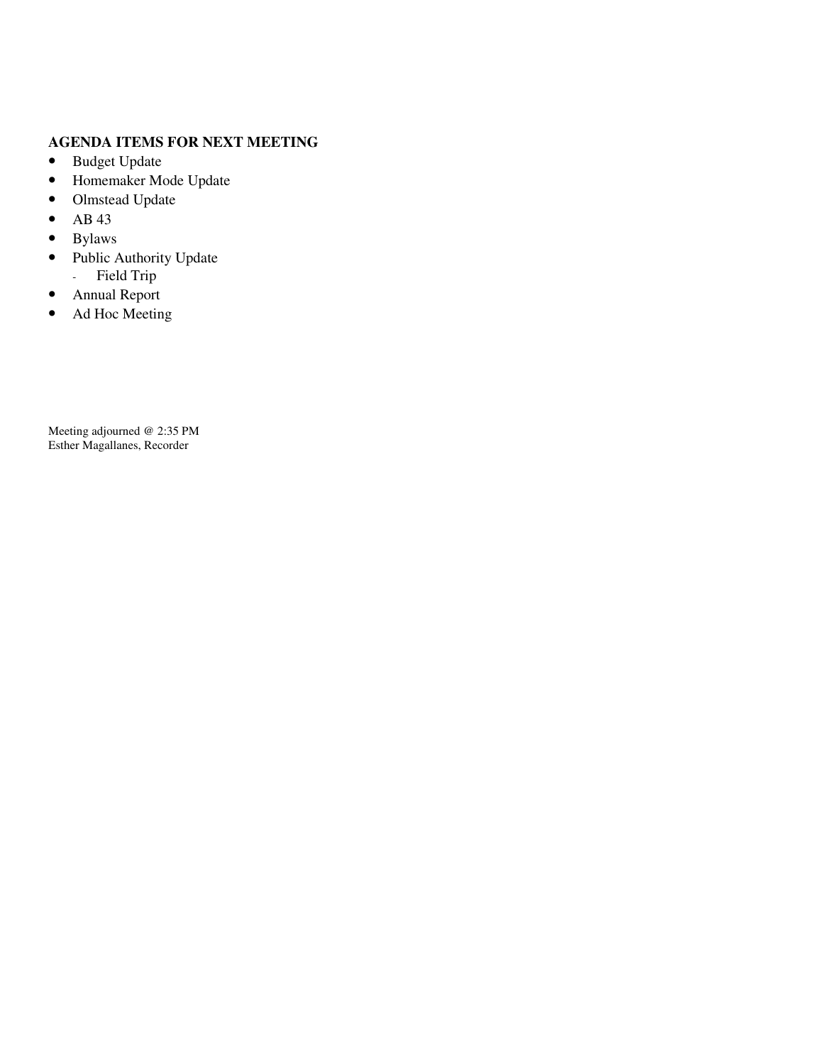**AGENDA ITEMS FOR NEXT MEETING**

- Budget Update
- Homemaker Mode Update
- Olmstead Update
- AB 43
- Bylaws
- Public Authority Update
  - Field Trip
- Annual Report
- Ad Hoc Meeting

Meeting adjourned @ 2:35 PM
Esther Magallanes, Recorder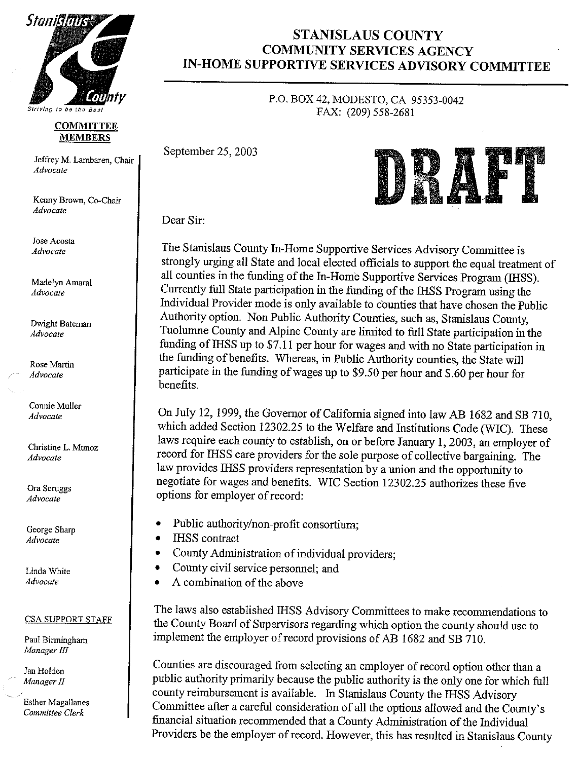# STANISLAUS COUNTY
## COMMUNITY SERVICES AGENCY
## IN-HOME SUPPORTIVE SERVICES ADVISORY COMMITTEE

P.O. BOX 42, MODESTO, CA 95353-0042
FAX: (209) 558-2681

Stanislaus County
*Striving to be the Best*

**COMMITTEE MEMBERS**

Jeffrey M. Lambaren, Chair
*Advocate*

Kenny Brown, Co-Chair
*Advocate*

Jose Acosta
*Advocate*

Madelyn Amaral
*Advocate*

Dwight Bateman
*Advocate*

Rose Martin
*Advocate*

Connie Muller
*Advocate*

Christine L. Munoz
*Advocate*

Ora Scruggs
*Advocate*

George Sharp
*Advocate*

Linda White
*Advocate*

CSA SUPPORT STAFF

Paul Birmingham
*Manager III*

Jan Holden
*Manager II*

Esther Magallanes
*Committee Clerk*

September 25, 2003

**DRAFT**

Dear Sir:

The Stanislaus County In-Home Supportive Services Advisory Committee is strongly urging all State and local elected officials to support the equal treatment of all counties in the funding of the In-Home Supportive Services Program (IHSS). Currently full State participation in the funding of the IHSS Program using the Individual Provider mode is only available to counties that have chosen the Public Authority option. Non Public Authority Counties, such as, Stanislaus County, Tuolumne County and Alpine County are limited to full State participation in the funding of IHSS up to $7.11 per hour for wages and with no State participation in the funding of benefits. Whereas, in Public Authority counties, the State will participate in the funding of wages up to $9.50 per hour and $.60 per hour for benefits.

On July 12, 1999, the Governor of California signed into law AB 1682 and SB 710, which added Section 12302.25 to the Welfare and Institutions Code (WIC). These laws require each county to establish, on or before January 1, 2003, an employer of record for IHSS care providers for the sole purpose of collective bargaining. The law provides IHSS providers representation by a union and the opportunity to negotiate for wages and benefits. WIC Section 12302.25 authorizes these five options for employer of record:

- Public authority/non-profit consortium;
- IHSS contract
- County Administration of individual providers;
- County civil service personnel; and
- A combination of the above

The laws also established IHSS Advisory Committees to make recommendations to the County Board of Supervisors regarding which option the county should use to implement the employer of record provisions of AB 1682 and SB 710.

Counties are discouraged from selecting an employer of record option other than a public authority primarily because the public authority is the only one for which full county reimbursement is available. In Stanislaus County the IHSS Advisory Committee after a careful consideration of all the options allowed and the County's financial situation recommended that a County Administration of the Individual Providers be the employer of record. However, this has resulted in Stanislaus County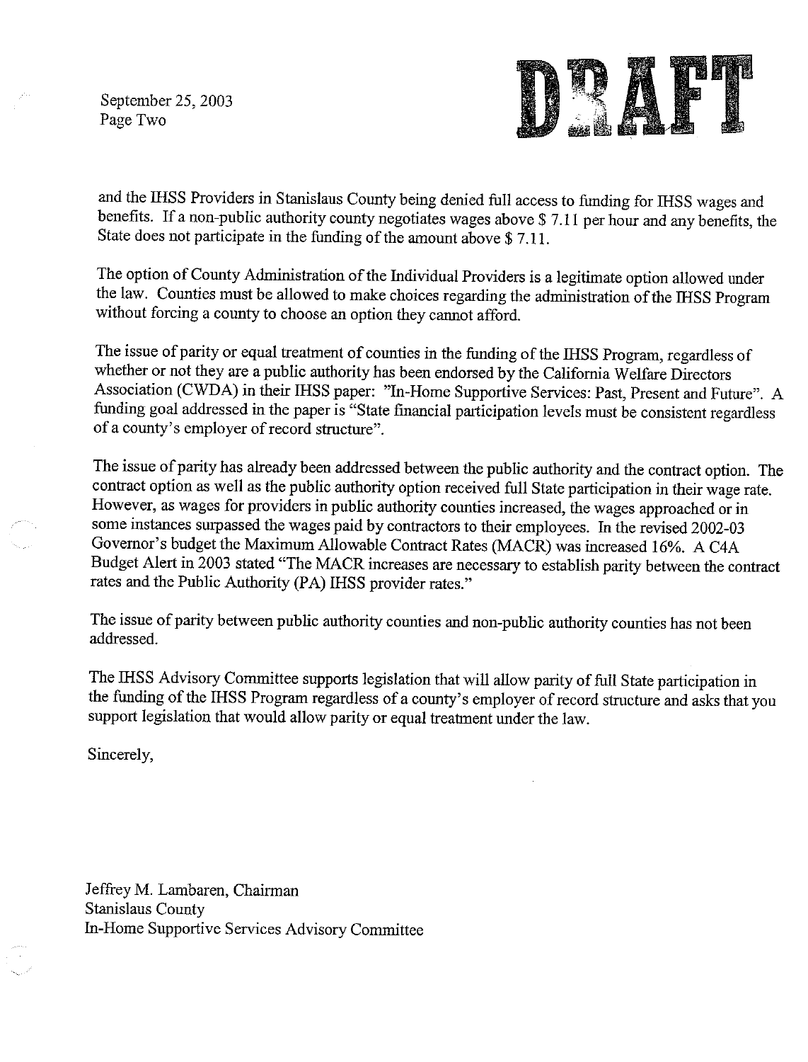and the IHSS Providers in Stanislaus County being denied full access to funding for IHSS wages and benefits. If a non-public authority county negotiates wages above $ 7.11 per hour and any benefits, the State does not participate in the funding of the amount above $ 7.11.

The option of County Administration of the Individual Providers is a legitimate option allowed under the law. Counties must be allowed to make choices regarding the administration of the IHSS Program without forcing a county to choose an option they cannot afford.

The issue of parity or equal treatment of counties in the funding of the IHSS Program, regardless of whether or not they are a public authority has been endorsed by the California Welfare Directors Association (CWDA) in their IHSS paper: "In-Home Supportive Services: Past, Present and Future". A funding goal addressed in the paper is "State financial participation levels must be consistent regardless of a county's employer of record structure".

The issue of parity has already been addressed between the public authority and the contract option. The contract option as well as the public authority option received full State participation in their wage rate. However, as wages for providers in public authority counties increased, the wages approached or in some instances surpassed the wages paid by contractors to their employees. In the revised 2002-03 Governor's budget the Maximum Allowable Contract Rates (MACR) was increased 16%. A C4A Budget Alert in 2003 stated "The MACR increases are necessary to establish parity between the contract rates and the Public Authority (PA) IHSS provider rates."

The issue of parity between public authority counties and non-public authority counties has not been addressed.

The IHSS Advisory Committee supports legislation that will allow parity of full State participation in the funding of the IHSS Program regardless of a county's employer of record structure and asks that you support legislation that would allow parity or equal treatment under the law.

Sincerely,

Jeffrey M. Lambaren, Chairman
Stanislaus County
In-Home Supportive Services Advisory Committee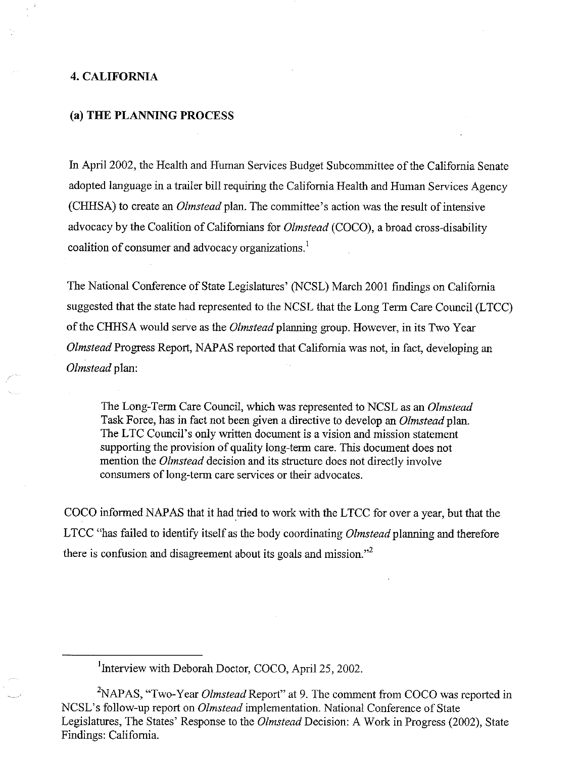## 4. CALIFORNIA

### (a) THE PLANNING PROCESS

In April 2002, the Health and Human Services Budget Subcommittee of the California Senate adopted language in a trailer bill requiring the California Health and Human Services Agency (CHHSA) to create an *Olmstead* plan. The committee's action was the result of intensive advocacy by the Coalition of Californians for *Olmstead* (COCO), a broad cross-disability coalition of consumer and advocacy organizations.[1]

The National Conference of State Legislatures' (NCSL) March 2001 findings on California suggested that the state had represented to the NCSL that the Long Term Care Council (LTCC) of the CHHSA would serve as the *Olmstead* planning group. However, in its Two Year *Olmstead* Progress Report, NAPAS reported that California was not, in fact, developing an *Olmstead* plan:

> The Long-Term Care Council, which was represented to NCSL as an *Olmstead* Task Force, has in fact not been given a directive to develop an *Olmstead* plan. The LTC Council's only written document is a vision and mission statement supporting the provision of quality long-term care. This document does not mention the *Olmstead* decision and its structure does not directly involve consumers of long-term care services or their advocates.

COCO informed NAPAS that it had tried to work with the LTCC for over a year, but that the LTCC "has failed to identify itself as the body coordinating *Olmstead* planning and therefore there is confusion and disagreement about its goals and mission."[2]

---

[1] Interview with Deborah Doctor, COCO, April 25, 2002.

[2] NAPAS, "Two-Year *Olmstead* Report" at 9. The comment from COCO was reported in NCSL's follow-up report on *Olmstead* implementation. National Conference of State Legislatures, The States' Response to the *Olmstead* Decision: A Work in Progress (2002), State Findings: California.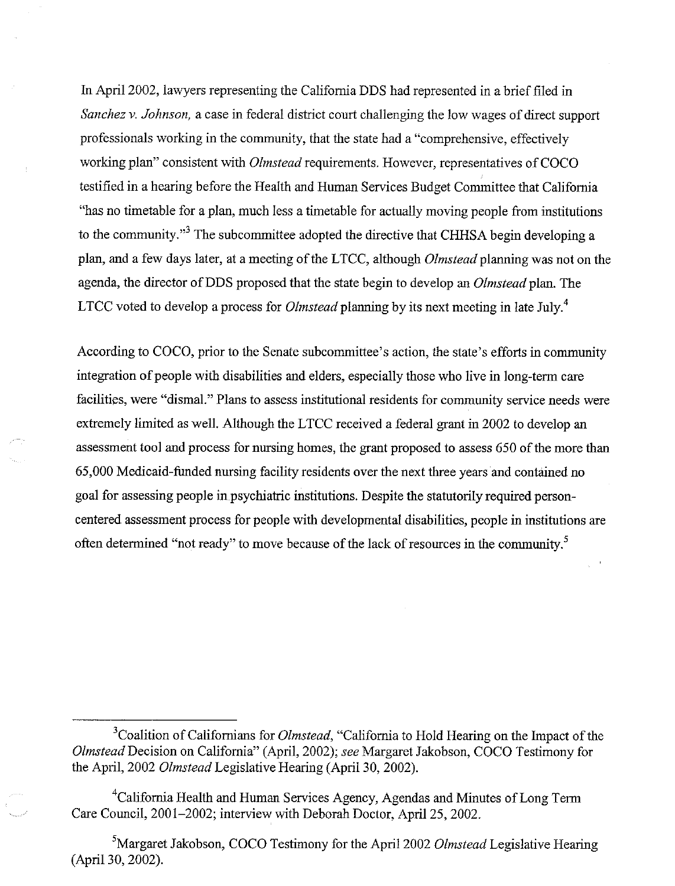In April 2002, lawyers representing the California DDS had represented in a brief filed in *Sanchez v. Johnson,* a case in federal district court challenging the low wages of direct support professionals working in the community, that the state had a "comprehensive, effectively working plan" consistent with *Olmstead* requirements. However, representatives of COCO testified in a hearing before the Health and Human Services Budget Committee that California "has no timetable for a plan, much less a timetable for actually moving people from institutions to the community."[3] The subcommittee adopted the directive that CHHSA begin developing a plan, and a few days later, at a meeting of the LTCC, although *Olmstead* planning was not on the agenda, the director of DDS proposed that the state begin to develop an *Olmstead* plan. The LTCC voted to develop a process for *Olmstead* planning by its next meeting in late July.[4]

According to COCO, prior to the Senate subcommittee's action, the state's efforts in community integration of people with disabilities and elders, especially those who live in long-term care facilities, were "dismal." Plans to assess institutional residents for community service needs were extremely limited as well. Although the LTCC received a federal grant in 2002 to develop an assessment tool and process for nursing homes, the grant proposed to assess 650 of the more than 65,000 Medicaid-funded nursing facility residents over the next three years and contained no goal for assessing people in psychiatric institutions. Despite the statutorily required person-centered assessment process for people with developmental disabilities, people in institutions are often determined "not ready" to move because of the lack of resources in the community.[5]

---

[3]Coalition of Californians for *Olmstead*, "California to Hold Hearing on the Impact of the *Olmstead* Decision on California" (April, 2002); *see* Margaret Jakobson, COCO Testimony for the April, 2002 *Olmstead* Legislative Hearing (April 30, 2002).

[4]California Health and Human Services Agency, Agendas and Minutes of Long Term Care Council, 2001–2002; interview with Deborah Doctor, April 25, 2002.

[5]Margaret Jakobson, COCO Testimony for the April 2002 *Olmstead* Legislative Hearing (April 30, 2002).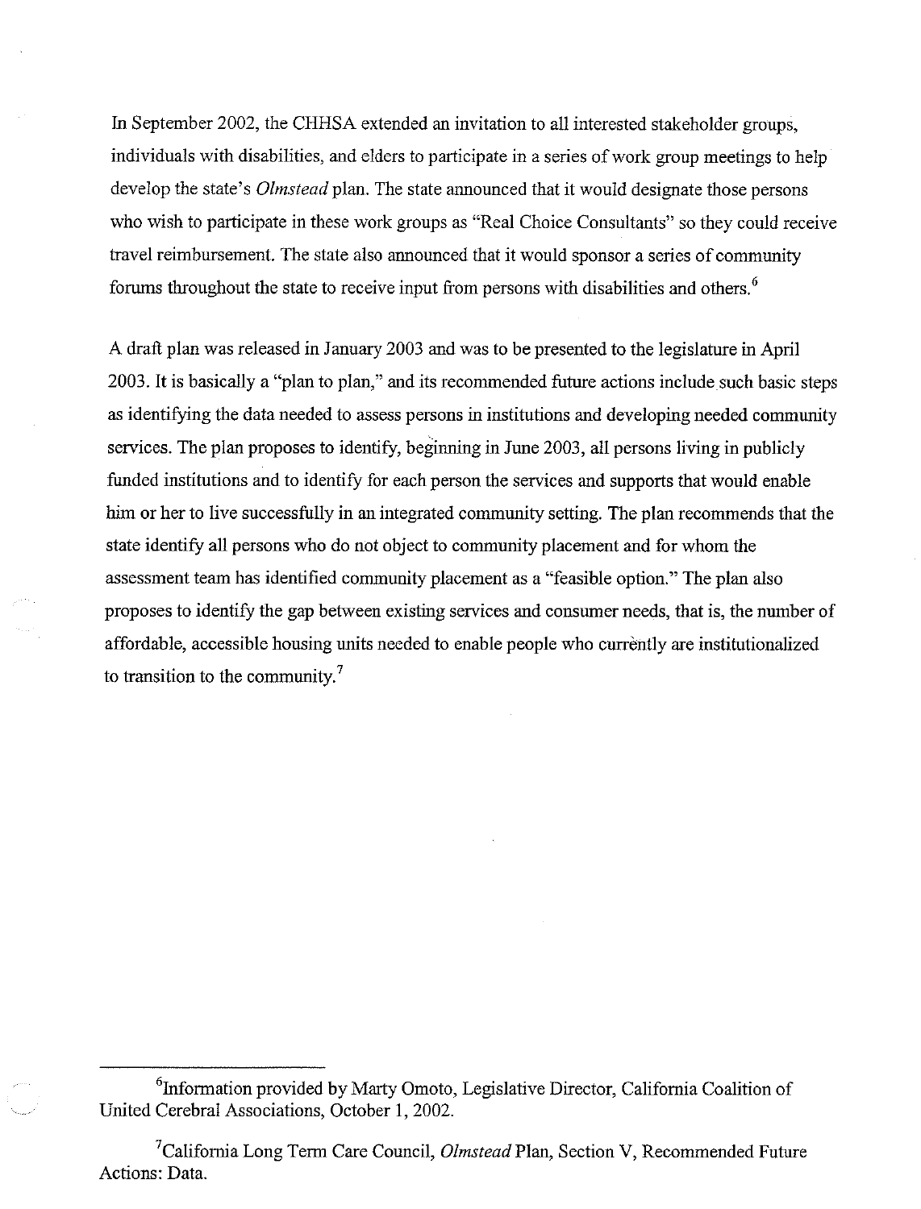In September 2002, the CHHSA extended an invitation to all interested stakeholder groups, individuals with disabilities, and elders to participate in a series of work group meetings to help develop the state's *Olmstead* plan. The state announced that it would designate those persons who wish to participate in these work groups as "Real Choice Consultants" so they could receive travel reimbursement. The state also announced that it would sponsor a series of community forums throughout the state to receive input from persons with disabilities and others.[6]

A draft plan was released in January 2003 and was to be presented to the legislature in April 2003. It is basically a "plan to plan," and its recommended future actions include such basic steps as identifying the data needed to assess persons in institutions and developing needed community services. The plan proposes to identify, beginning in June 2003, all persons living in publicly funded institutions and to identify for each person the services and supports that would enable him or her to live successfully in an integrated community setting. The plan recommends that the state identify all persons who do not object to community placement and for whom the assessment team has identified community placement as a "feasible option." The plan also proposes to identify the gap between existing services and consumer needs, that is, the number of affordable, accessible housing units needed to enable people who currently are institutionalized to transition to the community.[7]

---

[6]Information provided by Marty Omoto, Legislative Director, California Coalition of United Cerebral Associations, October 1, 2002.

[7]California Long Term Care Council, *Olmstead* Plan, Section V, Recommended Future Actions: Data.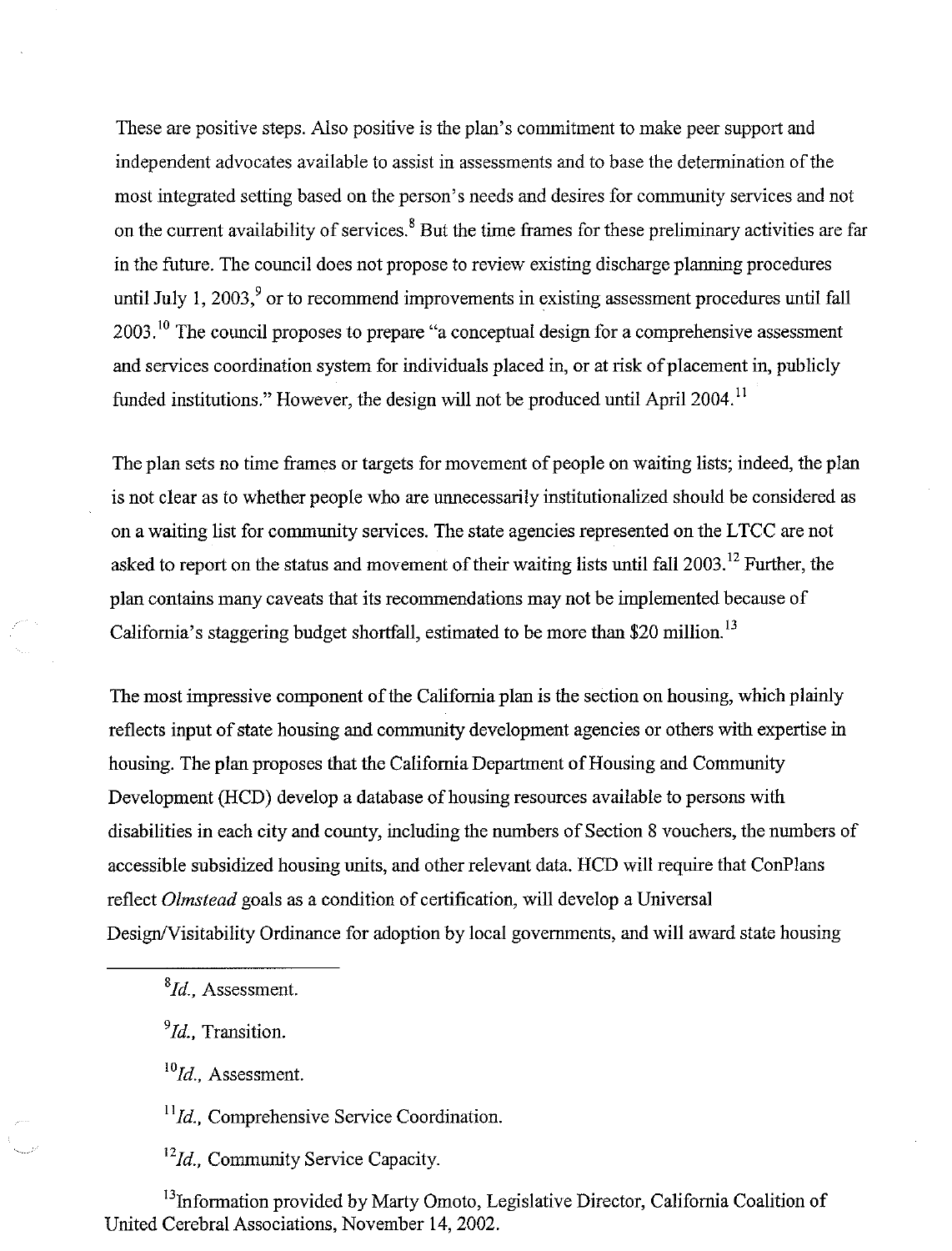These are positive steps. Also positive is the plan's commitment to make peer support and independent advocates available to assist in assessments and to base the determination of the most integrated setting based on the person's needs and desires for community services and not on the current availability of services.[8] But the time frames for these preliminary activities are far in the future. The council does not propose to review existing discharge planning procedures until July 1, 2003,[9] or to recommend improvements in existing assessment procedures until fall 2003.[10] The council proposes to prepare "a conceptual design for a comprehensive assessment and services coordination system for individuals placed in, or at risk of placement in, publicly funded institutions." However, the design will not be produced until April 2004.[11]

The plan sets no time frames or targets for movement of people on waiting lists; indeed, the plan is not clear as to whether people who are unnecessarily institutionalized should be considered as on a waiting list for community services. The state agencies represented on the LTCC are not asked to report on the status and movement of their waiting lists until fall 2003.[12] Further, the plan contains many caveats that its recommendations may not be implemented because of California's staggering budget shortfall, estimated to be more than $20 million.[13]

The most impressive component of the California plan is the section on housing, which plainly reflects input of state housing and community development agencies or others with expertise in housing. The plan proposes that the California Department of Housing and Community Development (HCD) develop a database of housing resources available to persons with disabilities in each city and county, including the numbers of Section 8 vouchers, the numbers of accessible subsidized housing units, and other relevant data. HCD will require that ConPlans reflect *Olmstead* goals as a condition of certification, will develop a Universal Design/Visitability Ordinance for adoption by local governments, and will award state housing

---

[8] *Id.*, Assessment.

[9] *Id.*, Transition.

[10] *Id.*, Assessment.

[11] *Id.*, Comprehensive Service Coordination.

[12] *Id.*, Community Service Capacity.

[13] Information provided by Marty Omoto, Legislative Director, California Coalition of United Cerebral Associations, November 14, 2002.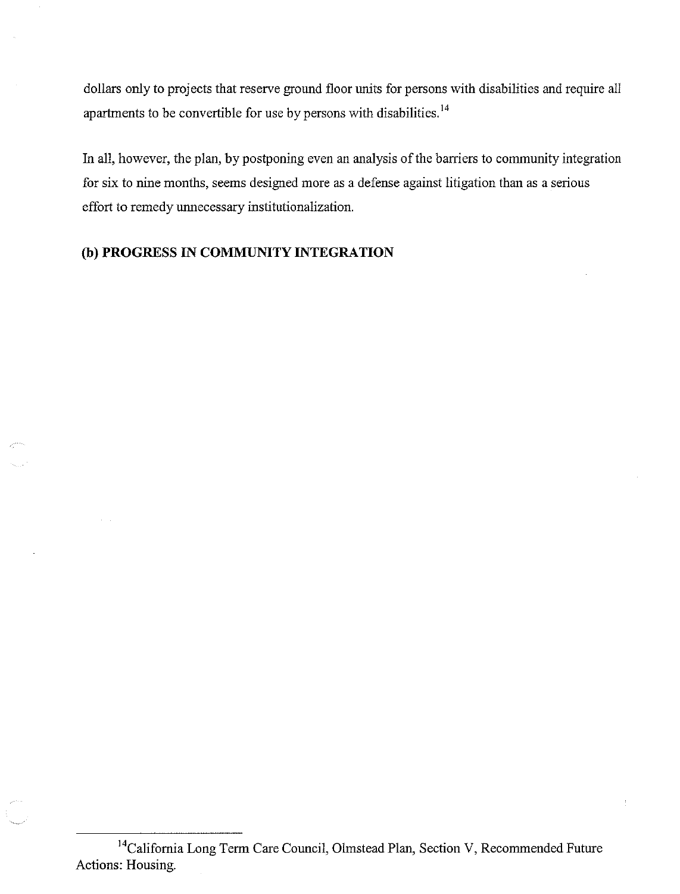dollars only to projects that reserve ground floor units for persons with disabilities and require all apartments to be convertible for use by persons with disabilities.[14]

In all, however, the plan, by postponing even an analysis of the barriers to community integration for six to nine months, seems designed more as a defense against litigation than as a serious effort to remedy unnecessary institutionalization.

### (b) PROGRESS IN COMMUNITY INTEGRATION

---

[14] California Long Term Care Council, Olmstead Plan, Section V, Recommended Future Actions: Housing.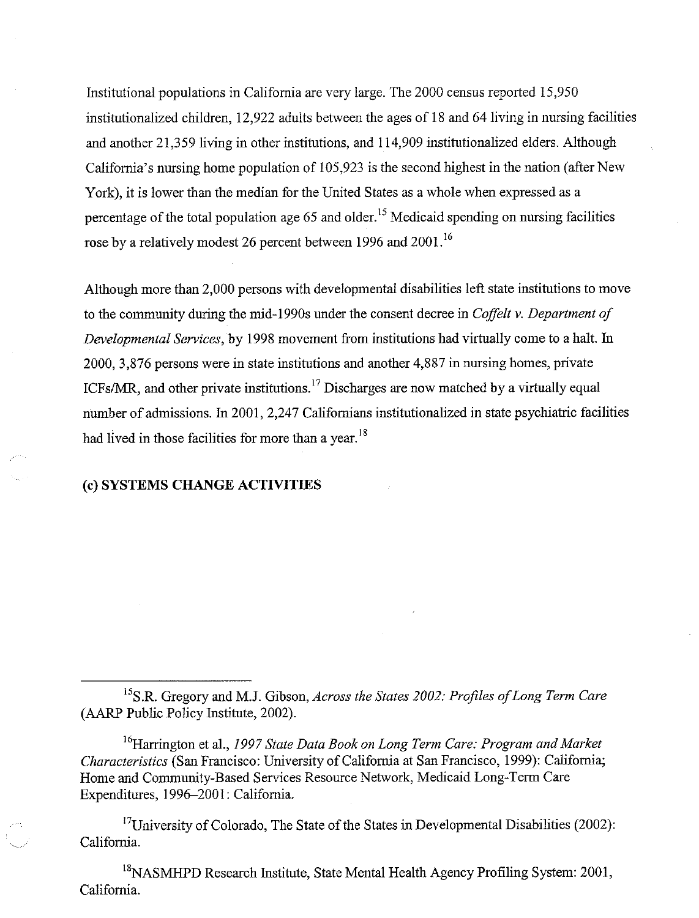Institutional populations in California are very large. The 2000 census reported 15,950 institutionalized children, 12,922 adults between the ages of 18 and 64 living in nursing facilities and another 21,359 living in other institutions, and 114,909 institutionalized elders. Although California's nursing home population of 105,923 is the second highest in the nation (after New York), it is lower than the median for the United States as a whole when expressed as a percentage of the total population age 65 and older.[15] Medicaid spending on nursing facilities rose by a relatively modest 26 percent between 1996 and 2001.[16]

Although more than 2,000 persons with developmental disabilities left state institutions to move to the community during the mid-1990s under the consent decree in *Coffelt v. Department of Developmental Services*, by 1998 movement from institutions had virtually come to a halt. In 2000, 3,876 persons were in state institutions and another 4,887 in nursing homes, private ICFs/MR, and other private institutions.[17] Discharges are now matched by a virtually equal number of admissions. In 2001, 2,247 Californians institutionalized in state psychiatric facilities had lived in those facilities for more than a year.[18]

**(c) SYSTEMS CHANGE ACTIVITIES**

---

[15] S.R. Gregory and M.J. Gibson, *Across the States 2002: Profiles of Long Term Care* (AARP Public Policy Institute, 2002).

[16] Harrington et al., *1997 State Data Book on Long Term Care: Program and Market Characteristics* (San Francisco: University of California at San Francisco, 1999): California; Home and Community-Based Services Resource Network, Medicaid Long-Term Care Expenditures, 1996–2001: California.

[17] University of Colorado, The State of the States in Developmental Disabilities (2002): California.

[18] NASMHPD Research Institute, State Mental Health Agency Profiling System: 2001, California.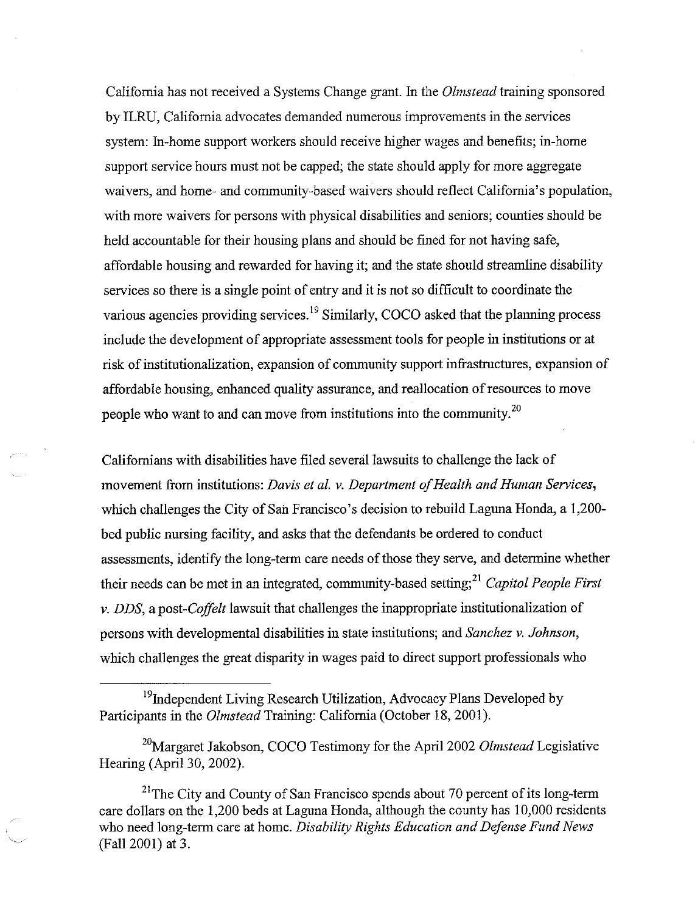California has not received a Systems Change grant. In the *Olmstead* training sponsored by ILRU, California advocates demanded numerous improvements in the services system: In-home support workers should receive higher wages and benefits; in-home support service hours must not be capped; the state should apply for more aggregate waivers, and home- and community-based waivers should reflect California's population, with more waivers for persons with physical disabilities and seniors; counties should be held accountable for their housing plans and should be fined for not having safe, affordable housing and rewarded for having it; and the state should streamline disability services so there is a single point of entry and it is not so difficult to coordinate the various agencies providing services.[19] Similarly, COCO asked that the planning process include the development of appropriate assessment tools for people in institutions or at risk of institutionalization, expansion of community support infrastructures, expansion of affordable housing, enhanced quality assurance, and reallocation of resources to move people who want to and can move from institutions into the community.[20]

Californians with disabilities have filed several lawsuits to challenge the lack of movement from institutions: *Davis et al. v. Department of Health and Human Services*, which challenges the City of San Francisco's decision to rebuild Laguna Honda, a 1,200-bed public nursing facility, and asks that the defendants be ordered to conduct assessments, identify the long-term care needs of those they serve, and determine whether their needs can be met in an integrated, community-based setting;[21] *Capitol People First v. DDS*, a post-*Coffelt* lawsuit that challenges the inappropriate institutionalization of persons with developmental disabilities in state institutions; and *Sanchez v. Johnson*, which challenges the great disparity in wages paid to direct support professionals who

---

[19] Independent Living Research Utilization, Advocacy Plans Developed by Participants in the *Olmstead* Training: California (October 18, 2001).

[20] Margaret Jakobson, COCO Testimony for the April 2002 *Olmstead* Legislative Hearing (April 30, 2002).

[21] The City and County of San Francisco spends about 70 percent of its long-term care dollars on the 1,200 beds at Laguna Honda, although the county has 10,000 residents who need long-term care at home. *Disability Rights Education and Defense Fund News* (Fall 2001) at 3.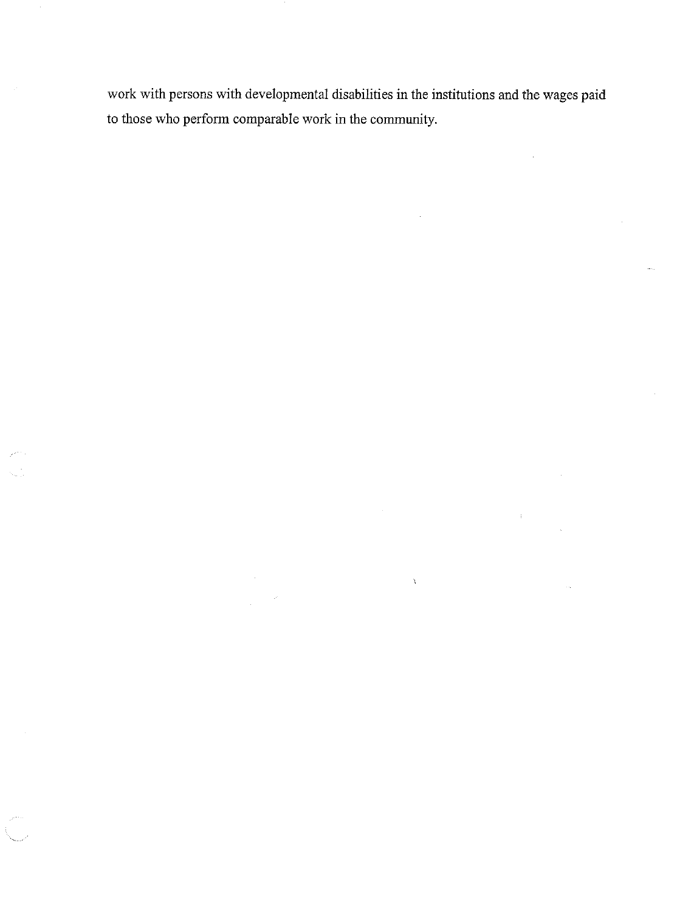work with persons with developmental disabilities in the institutions and the wages paid to those who perform comparable work in the community.